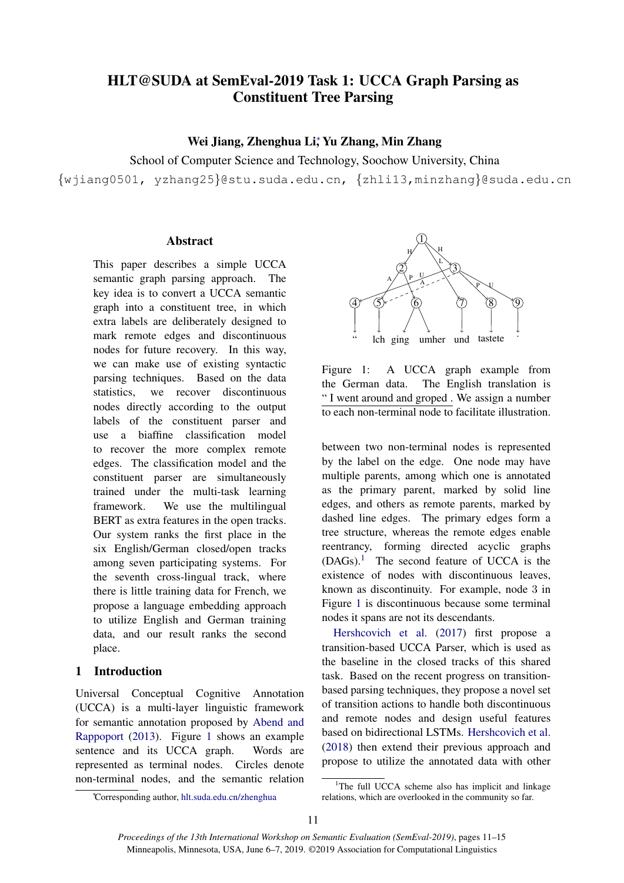# HLT@SUDA at SemEval-2019 Task 1: UCCA Graph Parsing as Constituent Tree Parsing

**Wei Jiang, Zhenghua Li*, Yu Zhang, Min Zhang**

School of Computer Science and Technology, Soochow University, China

{wjiang0501, yzhang25}@stu.suda.edu.cn, {zhli13,minzhang}@suda.edu.cn

## Abstract

This paper describes a simple UCCA semantic graph parsing approach. The key idea is to convert a UCCA semantic graph into a constituent tree, in which extra labels are deliberately designed to mark remote edges and discontinuous nodes for future recovery. In this way, we can make use of existing syntactic parsing techniques. Based on the data statistics, we recover discontinuous nodes directly according to the output labels of the constituent parser and use a biaffine classification model to recover the more complex remote edges. The classification model and the constituent parser are simultaneously trained under the multi-task learning framework. We use the multilingual BERT as extra features in the open tracks. Our system ranks the first place in the six English/German closed/open tracks among seven participating systems. For the seventh cross-lingual track, where there is little training data for French, we propose a language embedding approach to utilize English and German training data, and our result ranks the second place.

## 1 Introduction

Universal Conceptual Cognitive Annotation (UCCA) is a multi-layer linguistic framework for semantic annotation proposed by Abend and Rappoport (2013). Figure 1 shows an example sentence and its UCCA graph. Words are represented as terminal nodes. Circles denote non-terminal nodes, and the semantic relation between two non-terminal nodes is represented by the label on the edge. One node may have multiple parents, among which one is annotated as the primary parent, marked by solid line edges, and others as remote parents, marked by dashed line edges. The primary edges form a tree structure, whereas the remote edges enable reentrancy, forming directed acyclic graphs (DAGs).[1] The second feature of UCCA is the existence of nodes with discontinuous leaves, known as discontinuity. For example, node 3 in Figure 1 is discontinuous because some terminal nodes it spans are not its descendants.

Figure 1: A UCCA graph example from the German data. The English translation is " I went around and groped . We assign a number to each non-terminal node to facilitate illustration.

Hershcovich et al. (2017) first propose a transition-based UCCA Parser, which is used as the baseline in the closed tracks of this shared task. Based on the recent progress on transition-based parsing techniques, they propose a novel set of transition actions to handle both discontinuous and remote nodes and design useful features based on bidirectional LSTMs. Hershcovich et al. (2018) then extend their previous approach and propose to utilize the annotated data with other

*Corresponding author, hlt.suda.edu.cn/zhenghua

[1] The full UCCA scheme also has implicit and linkage relations, which are overlooked in the community so far.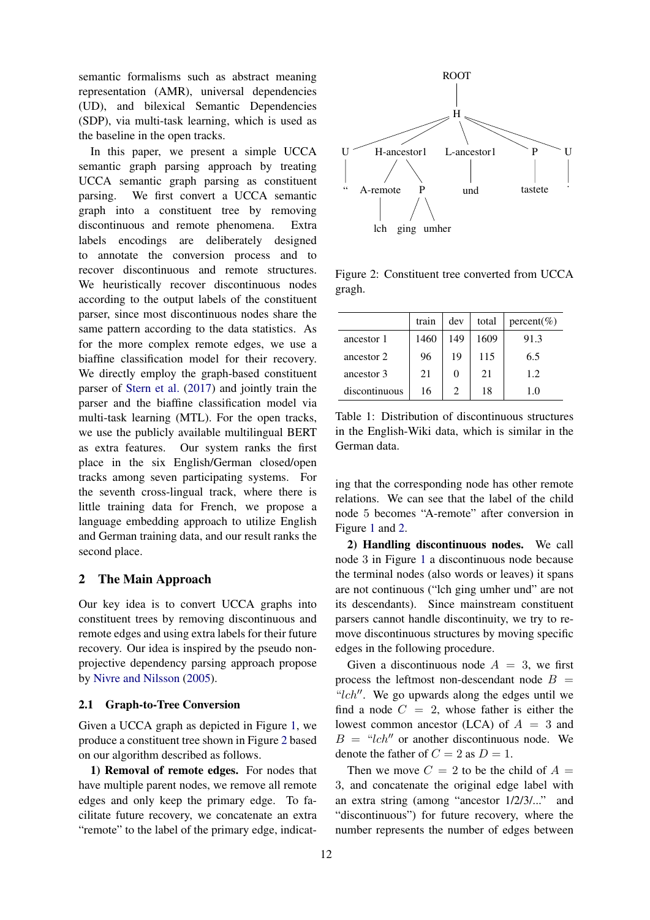semantic formalisms such as abstract meaning representation (AMR), universal dependencies (UD), and bilexical Semantic Dependencies (SDP), via multi-task learning, which is used as the baseline in the open tracks.

In this paper, we present a simple UCCA semantic graph parsing approach by treating UCCA semantic graph parsing as constituent parsing. We first convert a UCCA semantic graph into a constituent tree by removing discontinuous and remote phenomena. Extra labels encodings are deliberately designed to annotate the conversion process and to recover discontinuous and remote structures. We heuristically recover discontinuous nodes according to the output labels of the constituent parser, since most discontinuous nodes share the same pattern according to the data statistics. As for the more complex remote edges, we use a biaffine classification model for their recovery. We directly employ the graph-based constituent parser of Stern et al. (2017) and jointly train the parser and the biaffine classification model via multi-task learning (MTL). For the open tracks, we use the publicly available multilingual BERT as extra features. Our system ranks the first place in the six English/German closed/open tracks among seven participating systems. For the seventh cross-lingual track, where there is little training data for French, we propose a language embedding approach to utilize English and German training data, and our result ranks the second place.

## 2 The Main Approach

Our key idea is to convert UCCA graphs into constituent trees by removing discontinuous and remote edges and using extra labels for their future recovery. Our idea is inspired by the pseudo non-projective dependency parsing approach propose by Nivre and Nilsson (2005).

### 2.1 Graph-to-Tree Conversion

Given a UCCA graph as depicted in Figure 1, we produce a constituent tree shown in Figure 2 based on our algorithm described as follows.

**1) Removal of remote edges.** For nodes that have multiple parent nodes, we remove all remote edges and only keep the primary edge. To facilitate future recovery, we concatenate an extra "remote" to the label of the primary edge, indicating that the corresponding node has other remote relations. We can see that the label of the child node 5 becomes "A-remote" after conversion in Figure 1 and 2.

**2) Handling discontinuous nodes.** We call node 3 in Figure 1 a discontinuous node because the terminal nodes (also words or leaves) it spans are not continuous ("lch ging umher und" are not its descendants). Since mainstream constituent parsers cannot handle discontinuity, we try to remove discontinuous structures by moving specific edges in the following procedure.

Given a discontinuous node $A = 3$, we first process the leftmost non-descendant node $B = $ "$lch$". We go upwards along the edges until we find a node $C = 2$, whose father is either the lowest common ancestor (LCA) of $A = 3$ and $B = $ "$lch$" or another discontinuous node. We denote the father of $C = 2$ as $D = 1$.

Then we move $C = 2$ to be the child of $A = 3$, and concatenate the original edge label with an extra string (among "ancestor 1/2/3/..." and "discontinuous") for future recovery, where the number represents the number of edges between

```
ROOT
└── H
    ├── U ── “
    ├── H-ancestor1
    │   ├── A-remote ── lch
    │   └── P
    │       ├── ging
    │       └── umher
    ├── L-ancestor1 ── und
    ├── P ── tastete
    └── U ── .
```

Figure 2: Constituent tree converted from UCCA gragh.

| | train | dev | total | percent(%) |
|---|---|---|---|---|
| ancestor 1 | 1460 | 149 | 1609 | 91.3 |
| ancestor 2 | 96 | 19 | 115 | 6.5 |
| ancestor 3 | 21 | 0 | 21 | 1.2 |
| discontinuous | 16 | 2 | 18 | 1.0 |

Table 1: Distribution of discontinuous structures in the English-Wiki data, which is similar in the German data.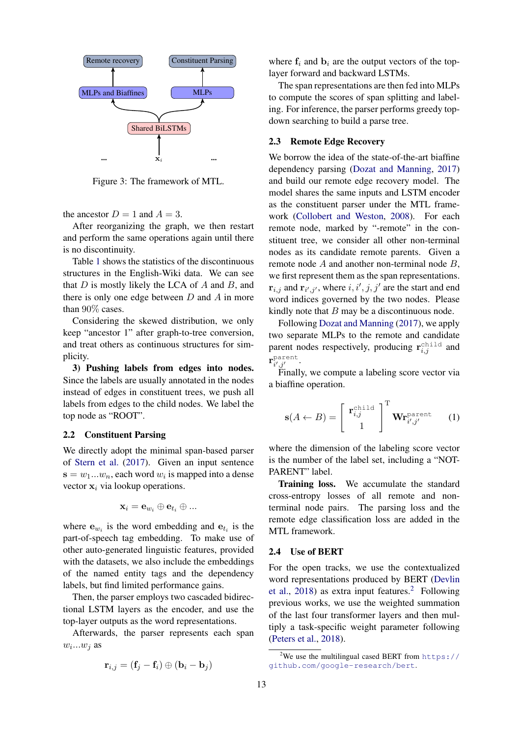Figure 3: The framework of MTL.

the ancestor $D = 1$ and $A = 3$.

After reorganizing the graph, we then restart and perform the same operations again until there is no discontinuity.

Table 1 shows the statistics of the discontinuous structures in the English-Wiki data. We can see that $D$ is mostly likely the LCA of $A$ and $B$, and there is only one edge between $D$ and $A$ in more than 90% cases.

Considering the skewed distribution, we only keep "ancestor 1" after graph-to-tree conversion, and treat others as continuous structures for simplicity.

**3) Pushing labels from edges into nodes.** Since the labels are usually annotated in the nodes instead of edges in constituent trees, we push all labels from edges to the child nodes. We label the top node as "ROOT".

## 2.2 Constituent Parsing

We directly adopt the minimal span-based parser of Stern et al. (2017). Given an input sentence $\mathbf{s} = w_1 ... w_n$, each word $w_i$ is mapped into a dense vector $\mathbf{x}_i$ via lookup operations.

$$\mathbf{x}_i = \mathbf{e}_{w_i} \oplus \mathbf{e}_{t_i} \oplus ...$$

where $\mathbf{e}_{w_i}$ is the word embedding and $\mathbf{e}_{t_i}$ is the part-of-speech tag embedding. To make use of other auto-generated linguistic features, provided with the datasets, we also include the embeddings of the named entity tags and the dependency labels, but find limited performance gains.

Then, the parser employs two cascaded bidirectional LSTM layers as the encoder, and use the top-layer outputs as the word representations.

Afterwards, the parser represents each span $w_i ... w_j$ as

$$\mathbf{r}_{i,j} = (\mathbf{f}_j - \mathbf{f}_i) \oplus (\mathbf{b}_i - \mathbf{b}_j)$$

where $\mathbf{f}_i$ and $\mathbf{b}_i$ are the output vectors of the top-layer forward and backward LSTMs.

The span representations are then fed into MLPs to compute the scores of span splitting and labeling. For inference, the parser performs greedy top-down searching to build a parse tree.

## 2.3 Remote Edge Recovery

We borrow the idea of the state-of-the-art biaffine dependency parsing (Dozat and Manning, 2017) and build our remote edge recovery model. The model shares the same inputs and LSTM encoder as the constituent parser under the MTL framework (Collobert and Weston, 2008). For each remote node, marked by "-remote" in the constituent tree, we consider all other non-terminal nodes as its candidate remote parents. Given a remote node $A$ and another non-terminal node $B$, we first represent them as the span representations. $\mathbf{r}_{i,j}$ and $\mathbf{r}_{i',j'}$, where $i, i', j, j'$ are the start and end word indices governed by the two nodes. Please kindly note that $B$ may be a discontinuous node.

Following Dozat and Manning (2017), we apply two separate MLPs to the remote and candidate parent nodes respectively, producing $\mathbf{r}^{\text{child}}_{i,j}$ and $\mathbf{r}^{\text{parent}}_{i',j'}$.

Finally, we compute a labeling score vector via a biaffine operation.

$$\mathbf{s}(A \leftarrow B) = \begin{bmatrix} \mathbf{r}^{\text{child}}_{i,j} \\ 1 \end{bmatrix}^{\mathrm{T}} \mathbf{W} \mathbf{r}^{\text{parent}}_{i',j'} \qquad (1)$$

where the dimension of the labeling score vector is the number of the label set, including a "NOT-PARENT" label.

**Training loss.** We accumulate the standard cross-entropy losses of all remote and non-terminal node pairs. The parsing loss and the remote edge classification loss are added in the MTL framework.

## 2.4 Use of BERT

For the open tracks, we use the contextualized word representations produced by BERT (Devlin et al., 2018) as extra input features.[2] Following previous works, we use the weighted summation of the last four transformer layers and then multiply a task-specific weight parameter following (Peters et al., 2018).

[2] We use the multilingual cased BERT from https://github.com/google-research/bert.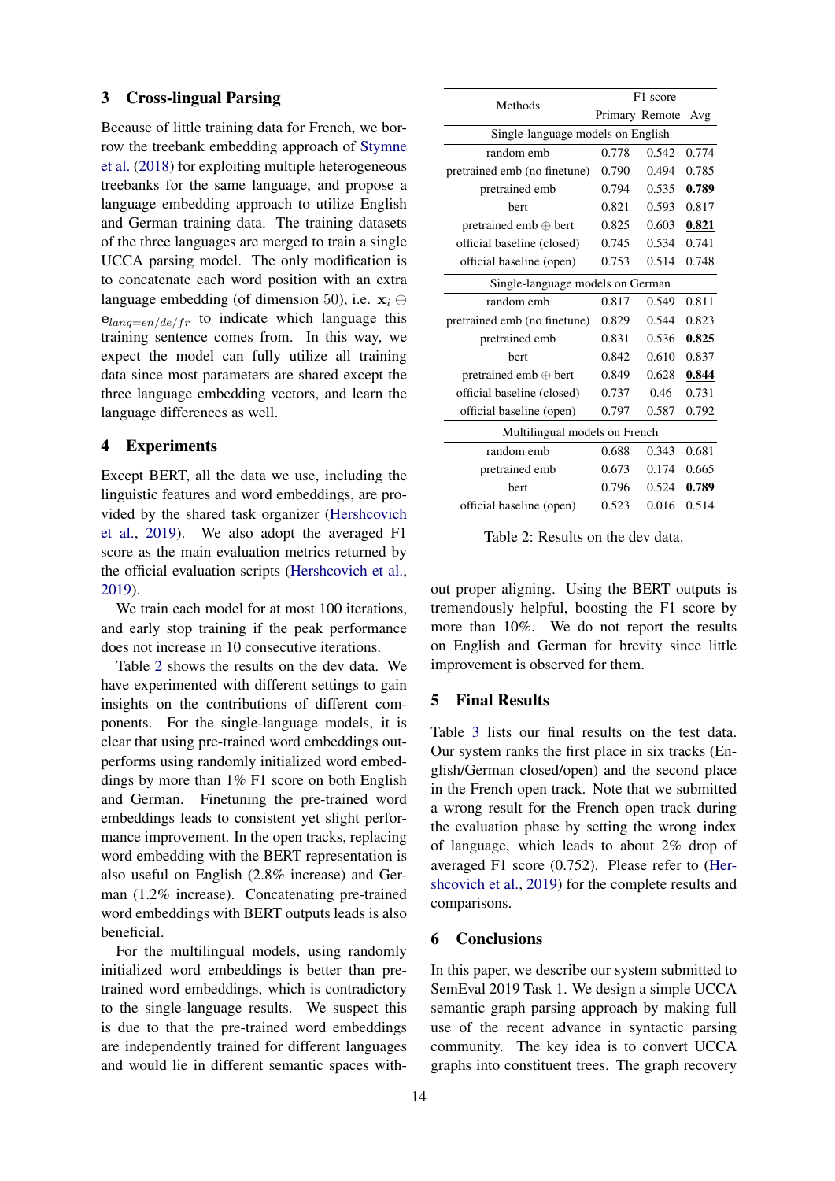## 3 Cross-lingual Parsing

Because of little training data for French, we borrow the treebank embedding approach of Stymne et al. (2018) for exploiting multiple heterogeneous treebanks for the same language, and propose a language embedding approach to utilize English and German training data. The training datasets of the three languages are merged to train a single UCCA parsing model. The only modification is to concatenate each word position with an extra language embedding (of dimension 50), i.e. $\mathbf{x}_i \oplus \mathbf{e}_{lang=en/de/fr}$ to indicate which language this training sentence comes from. In this way, we expect the model can fully utilize all training data since most parameters are shared except the three language embedding vectors, and learn the language differences as well.

## 4 Experiments

Except BERT, all the data we use, including the linguistic features and word embeddings, are provided by the shared task organizer (Hershcovich et al., 2019). We also adopt the averaged F1 score as the main evaluation metrics returned by the official evaluation scripts (Hershcovich et al., 2019).

We train each model for at most 100 iterations, and early stop training if the peak performance does not increase in 10 consecutive iterations.

Table 2 shows the results on the dev data. We have experimented with different settings to gain insights on the contributions of different components. For the single-language models, it is clear that using pre-trained word embeddings outperforms using randomly initialized word embeddings by more than 1% F1 score on both English and German. Finetuning the pre-trained word embeddings leads to consistent yet slight performance improvement. In the open tracks, replacing word embedding with the BERT representation is also useful on English (2.8% increase) and German (1.2% increase). Concatenating pre-trained word embeddings with BERT outputs leads is also beneficial.

For the multilingual models, using randomly initialized word embeddings is better than pre-trained word embeddings, which is contradictory to the single-language results. We suspect this is due to that the pre-trained word embeddings are independently trained for different languages and would lie in different semantic spaces without proper aligning. Using the BERT outputs is tremendously helpful, boosting the F1 score by more than 10%. We do not report the results on English and German for brevity since little improvement is observed for them.

| Methods | F1 score | | |
|---|---|---|---|
| | Primary | Remote | Avg |
| **Single-language models on English** | | | |
| random emb | 0.778 | 0.542 | 0.774 |
| pretrained emb (no finetune) | 0.790 | 0.494 | 0.785 |
| pretrained emb | 0.794 | 0.535 | **0.789** |
| bert | 0.821 | 0.593 | 0.817 |
| pretrained emb ⊕ bert | 0.825 | 0.603 | **<u>0.821</u>** |
| official baseline (closed) | 0.745 | 0.534 | 0.741 |
| official baseline (open) | 0.753 | 0.514 | 0.748 |
| **Single-language models on German** | | | |
| random emb | 0.817 | 0.549 | 0.811 |
| pretrained emb (no finetune) | 0.829 | 0.544 | 0.823 |
| pretrained emb | 0.831 | 0.536 | **0.825** |
| bert | 0.842 | 0.610 | 0.837 |
| pretrained emb ⊕ bert | 0.849 | 0.628 | **<u>0.844</u>** |
| official baseline (closed) | 0.737 | 0.46 | 0.731 |
| official baseline (open) | 0.797 | 0.587 | 0.792 |
| **Multilingual models on French** | | | |
| random emb | 0.688 | 0.343 | 0.681 |
| pretrained emb | 0.673 | 0.174 | 0.665 |
| bert | 0.796 | 0.524 | **<u>0.789</u>** |
| official baseline (open) | 0.523 | 0.016 | 0.514 |

Table 2: Results on the dev data.

## 5 Final Results

Table 3 lists our final results on the test data. Our system ranks the first place in six tracks (English/German closed/open) and the second place in the French open track. Note that we submitted a wrong result for the French open track during the evaluation phase by setting the wrong index of language, which leads to about 2% drop of averaged F1 score (0.752). Please refer to (Hershcovich et al., 2019) for the complete results and comparisons.

## 6 Conclusions

In this paper, we describe our system submitted to SemEval 2019 Task 1. We design a simple UCCA semantic graph parsing approach by making full use of the recent advance in syntactic parsing community. The key idea is to convert UCCA graphs into constituent trees. The graph recovery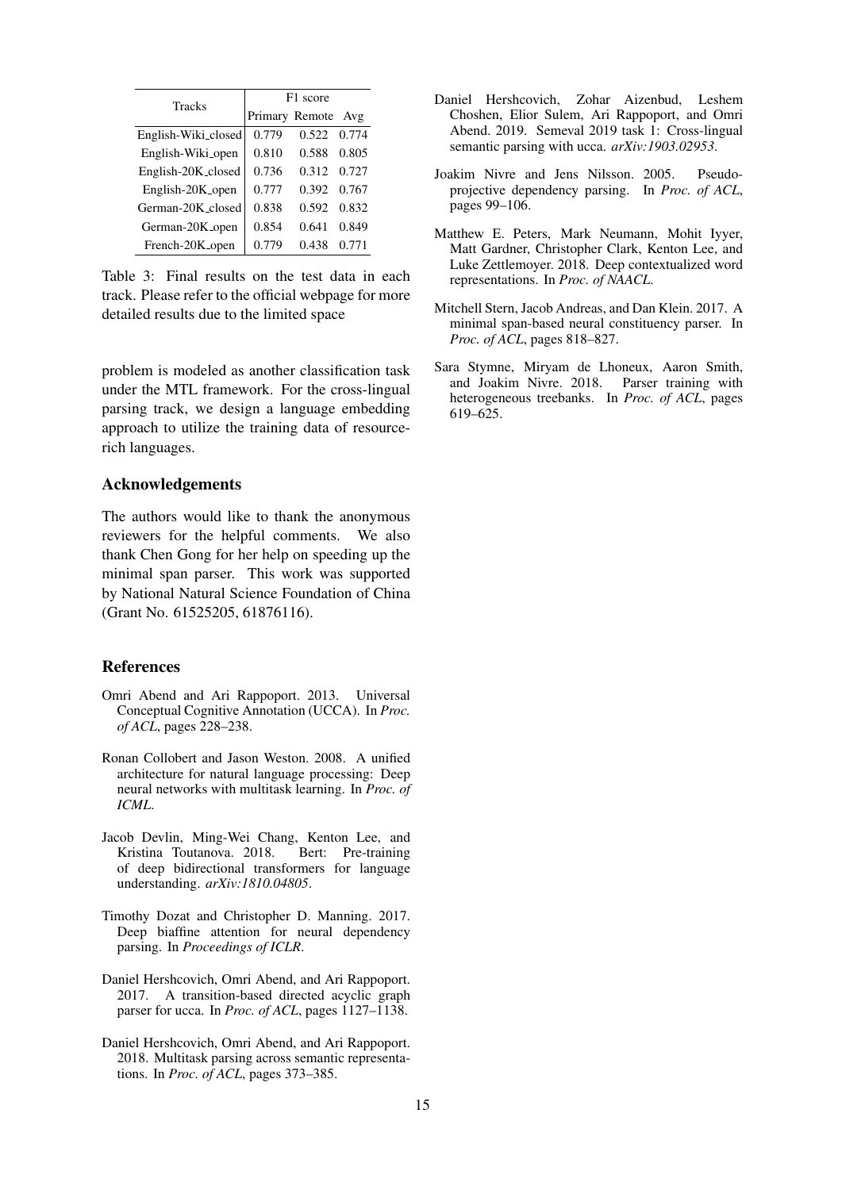| Tracks | F1 score | | |
|---|---|---|---|
| | Primary | Remote | Avg |
| English-Wiki_closed | 0.779 | 0.522 | 0.774 |
| English-Wiki_open | 0.810 | 0.588 | 0.805 |
| English-20K_closed | 0.736 | 0.312 | 0.727 |
| English-20K_open | 0.777 | 0.392 | 0.767 |
| German-20K_closed | 0.838 | 0.592 | 0.832 |
| German-20K_open | 0.854 | 0.641 | 0.849 |
| French-20K_open | 0.779 | 0.438 | 0.771 |

Table 3: Final results on the test data in each track. Please refer to the official webpage for more detailed results due to the limited space

problem is modeled as another classification task under the MTL framework. For the cross-lingual parsing track, we design a language embedding approach to utilize the training data of resource-rich languages.

## Acknowledgements

The authors would like to thank the anonymous reviewers for the helpful comments. We also thank Chen Gong for her help on speeding up the minimal span parser. This work was supported by National Natural Science Foundation of China (Grant No. 61525205, 61876116).

## References

Omri Abend and Ari Rappoport. 2013. Universal Conceptual Cognitive Annotation (UCCA). In *Proc. of ACL*, pages 228–238.

Ronan Collobert and Jason Weston. 2008. A unified architecture for natural language processing: Deep neural networks with multitask learning. In *Proc. of ICML*.

Jacob Devlin, Ming-Wei Chang, Kenton Lee, and Kristina Toutanova. 2018. Bert: Pre-training of deep bidirectional transformers for language understanding. *arXiv:1810.04805*.

Timothy Dozat and Christopher D. Manning. 2017. Deep biaffine attention for neural dependency parsing. In *Proceedings of ICLR*.

Daniel Hershcovich, Omri Abend, and Ari Rappoport. 2017. A transition-based directed acyclic graph parser for ucca. In *Proc. of ACL*, pages 1127–1138.

Daniel Hershcovich, Omri Abend, and Ari Rappoport. 2018. Multitask parsing across semantic representations. In *Proc. of ACL*, pages 373–385.

Daniel Hershcovich, Zohar Aizenbud, Leshem Choshen, Elior Sulem, Ari Rappoport, and Omri Abend. 2019. Semeval 2019 task 1: Cross-lingual semantic parsing with ucca. *arXiv:1903.02953*.

Joakim Nivre and Jens Nilsson. 2005. Pseudo-projective dependency parsing. In *Proc. of ACL*, pages 99–106.

Matthew E. Peters, Mark Neumann, Mohit Iyyer, Matt Gardner, Christopher Clark, Kenton Lee, and Luke Zettlemoyer. 2018. Deep contextualized word representations. In *Proc. of NAACL*.

Mitchell Stern, Jacob Andreas, and Dan Klein. 2017. A minimal span-based neural constituency parser. In *Proc. of ACL*, pages 818–827.

Sara Stymne, Miryam de Lhoneux, Aaron Smith, and Joakim Nivre. 2018. Parser training with heterogeneous treebanks. In *Proc. of ACL*, pages 619–625.